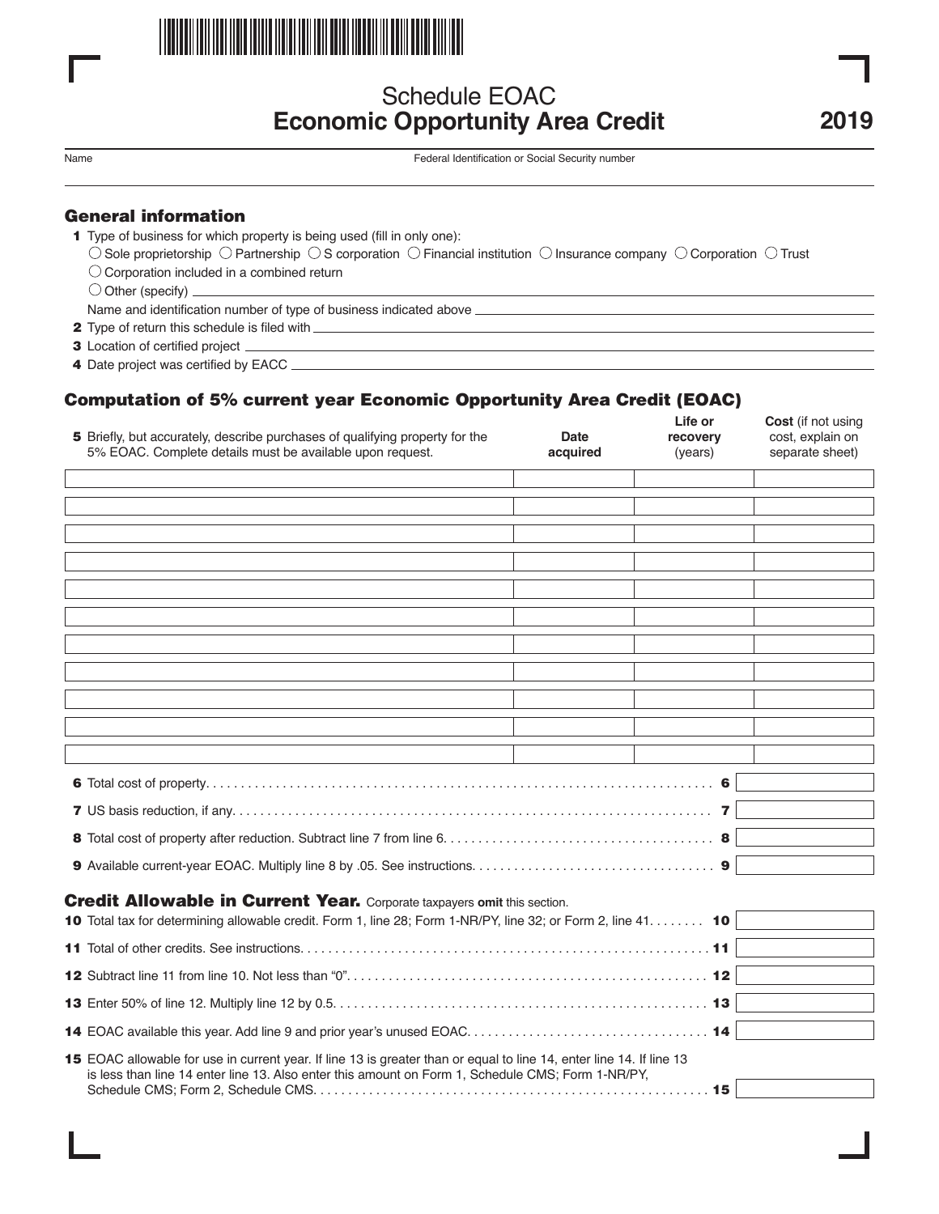# Schedule EOAC
# Economic Opportunity Area Credit

**2019**

Name

Federal Identification or Social Security number

## General information

**1** Type of business for which property is being used (fill in only one):

○ Sole proprietorship ○ Partnership ○ S corporation ○ Financial institution ○ Insurance company ○ Corporation ○ Trust

○ Corporation included in a combined return

○ Other (specify)

Name and identification number of type of business indicated above

**2** Type of return this schedule is filed with

**3** Location of certified project

**4** Date project was certified by EACC

## Computation of 5% current year Economic Opportunity Area Credit (EOAC)

| **5** Briefly, but accurately, describe purchases of qualifying property for the 5% EOAC. Complete details must be available upon request. | **Date acquired** | **Life or recovery** (years) | **Cost** (if not using cost, explain on separate sheet) |
|---|---|---|---|
| | | | |
| | | | |
| | | | |
| | | | |
| | | | |
| | | | |
| | | | |
| | | | |
| | | | |
| | | | |
| | | | |

**6** Total cost of property . . . . . . . . . . **6**

**7** US basis reduction, if any . . . . . . . . . . **7**

**8** Total cost of property after reduction. Subtract line 7 from line 6 . . . . . . . . . . **8**

**9** Available current-year EOAC. Multiply line 8 by .05. See instructions . . . . . . . . . . **9**

## Credit Allowable in Current Year. Corporate taxpayers **omit** this section.

**10** Total tax for determining allowable credit. Form 1, line 28; Form 1-NR/PY, line 32; or Form 2, line 41 . . . . . . . . **10**

**11** Total of other credits. See instructions . . . . . . . . . . **11**

**12** Subtract line 11 from line 10. Not less than "0" . . . . . . . . . . **12**

**13** Enter 50% of line 12. Multiply line 12 by 0.5 . . . . . . . . . . **13**

**14** EOAC available this year. Add line 9 and prior year's unused EOAC . . . . . . . . . . **14**

**15** EOAC allowable for use in current year. If line 13 is greater than or equal to line 14, enter line 14. If line 13 is less than line 14 enter line 13. Also enter this amount on Form 1, Schedule CMS; Form 1-NR/PY, Schedule CMS; Form 2, Schedule CMS . . . . . . . . . . **15**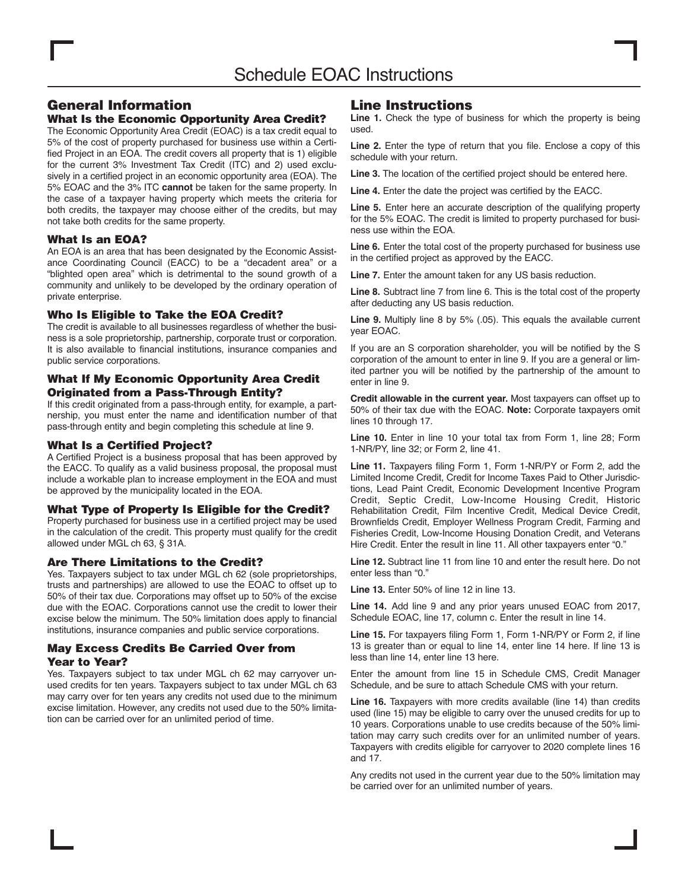# Schedule EOAC Instructions

## General Information

### What Is the Economic Opportunity Area Credit?

The Economic Opportunity Area Credit (EOAC) is a tax credit equal to 5% of the cost of property purchased for business use within a Certified Project in an EOA. The credit covers all property that is 1) eligible for the current 3% Investment Tax Credit (ITC) and 2) used exclusively in a certified project in an economic opportunity area (EOA). The 5% EOAC and the 3% ITC **cannot** be taken for the same property. In the case of a taxpayer having property which meets the criteria for both credits, the taxpayer may choose either of the credits, but may not take both credits for the same property.

### What Is an EOA?

An EOA is an area that has been designated by the Economic Assistance Coordinating Council (EACC) to be a "decadent area" or a "blighted open area" which is detrimental to the sound growth of a community and unlikely to be developed by the ordinary operation of private enterprise.

### Who Is Eligible to Take the EOA Credit?

The credit is available to all businesses regardless of whether the business is a sole proprietorship, partnership, corporate trust or corporation. It is also available to financial institutions, insurance companies and public service corporations.

### What If My Economic Opportunity Area Credit Originated from a Pass-Through Entity?

If this credit originated from a pass-through entity, for example, a partnership, you must enter the name and identification number of that pass-through entity and begin completing this schedule at line 9.

### What Is a Certified Project?

A Certified Project is a business proposal that has been approved by the EACC. To qualify as a valid business proposal, the proposal must include a workable plan to increase employment in the EOA and must be approved by the municipality located in the EOA.

### What Type of Property Is Eligible for the Credit?

Property purchased for business use in a certified project may be used in the calculation of the credit. This property must qualify for the credit allowed under MGL ch 63, § 31A.

### Are There Limitations to the Credit?

Yes. Taxpayers subject to tax under MGL ch 62 (sole proprietorships, trusts and partnerships) are allowed to use the EOAC to offset up to 50% of their tax due. Corporations may offset up to 50% of the excise due with the EOAC. Corporations cannot use the credit to lower their excise below the minimum. The 50% limitation does apply to financial institutions, insurance companies and public service corporations.

### May Excess Credits Be Carried Over from Year to Year?

Yes. Taxpayers subject to tax under MGL ch 62 may carryover unused credits for ten years. Taxpayers subject to tax under MGL ch 63 may carry over for ten years any credits not used due to the minimum excise limitation. However, any credits not used due to the 50% limitation can be carried over for an unlimited period of time.

## Line Instructions

**Line 1.** Check the type of business for which the property is being used.

**Line 2.** Enter the type of return that you file. Enclose a copy of this schedule with your return.

**Line 3.** The location of the certified project should be entered here.

**Line 4.** Enter the date the project was certified by the EACC.

**Line 5.** Enter here an accurate description of the qualifying property for the 5% EOAC. The credit is limited to property purchased for business use within the EOA.

**Line 6.** Enter the total cost of the property purchased for business use in the certified project as approved by the EACC.

**Line 7.** Enter the amount taken for any US basis reduction.

**Line 8.** Subtract line 7 from line 6. This is the total cost of the property after deducting any US basis reduction.

**Line 9.** Multiply line 8 by 5% (.05). This equals the available current year EOAC.

If you are an S corporation shareholder, you will be notified by the S corporation of the amount to enter in line 9. If you are a general or limited partner you will be notified by the partnership of the amount to enter in line 9.

**Credit allowable in the current year.** Most taxpayers can offset up to 50% of their tax due with the EOAC. **Note:** Corporate taxpayers omit lines 10 through 17.

**Line 10.** Enter in line 10 your total tax from Form 1, line 28; Form 1-NR/PY, line 32; or Form 2, line 41.

**Line 11.** Taxpayers filing Form 1, Form 1-NR/PY or Form 2, add the Limited Income Credit, Credit for Income Taxes Paid to Other Jurisdictions, Lead Paint Credit, Economic Development Incentive Program Credit, Septic Credit, Low-Income Housing Credit, Historic Rehabilitation Credit, Film Incentive Credit, Medical Device Credit, Brownfields Credit, Employer Wellness Program Credit, Farming and Fisheries Credit, Low-Income Housing Donation Credit, and Veterans Hire Credit. Enter the result in line 11. All other taxpayers enter "0."

**Line 12.** Subtract line 11 from line 10 and enter the result here. Do not enter less than "0."

**Line 13.** Enter 50% of line 12 in line 13.

**Line 14.** Add line 9 and any prior years unused EOAC from 2017, Schedule EOAC, line 17, column c. Enter the result in line 14.

**Line 15.** For taxpayers filing Form 1, Form 1-NR/PY or Form 2, if line 13 is greater than or equal to line 14, enter line 14 here. If line 13 is less than line 14, enter line 13 here.

Enter the amount from line 15 in Schedule CMS, Credit Manager Schedule, and be sure to attach Schedule CMS with your return.

**Line 16.** Taxpayers with more credits available (line 14) than credits used (line 15) may be eligible to carry over the unused credits for up to 10 years. Corporations unable to use credits because of the 50% limitation may carry such credits over for an unlimited number of years. Taxpayers with credits eligible for carryover to 2020 complete lines 16 and 17.

Any credits not used in the current year due to the 50% limitation may be carried over for an unlimited number of years.